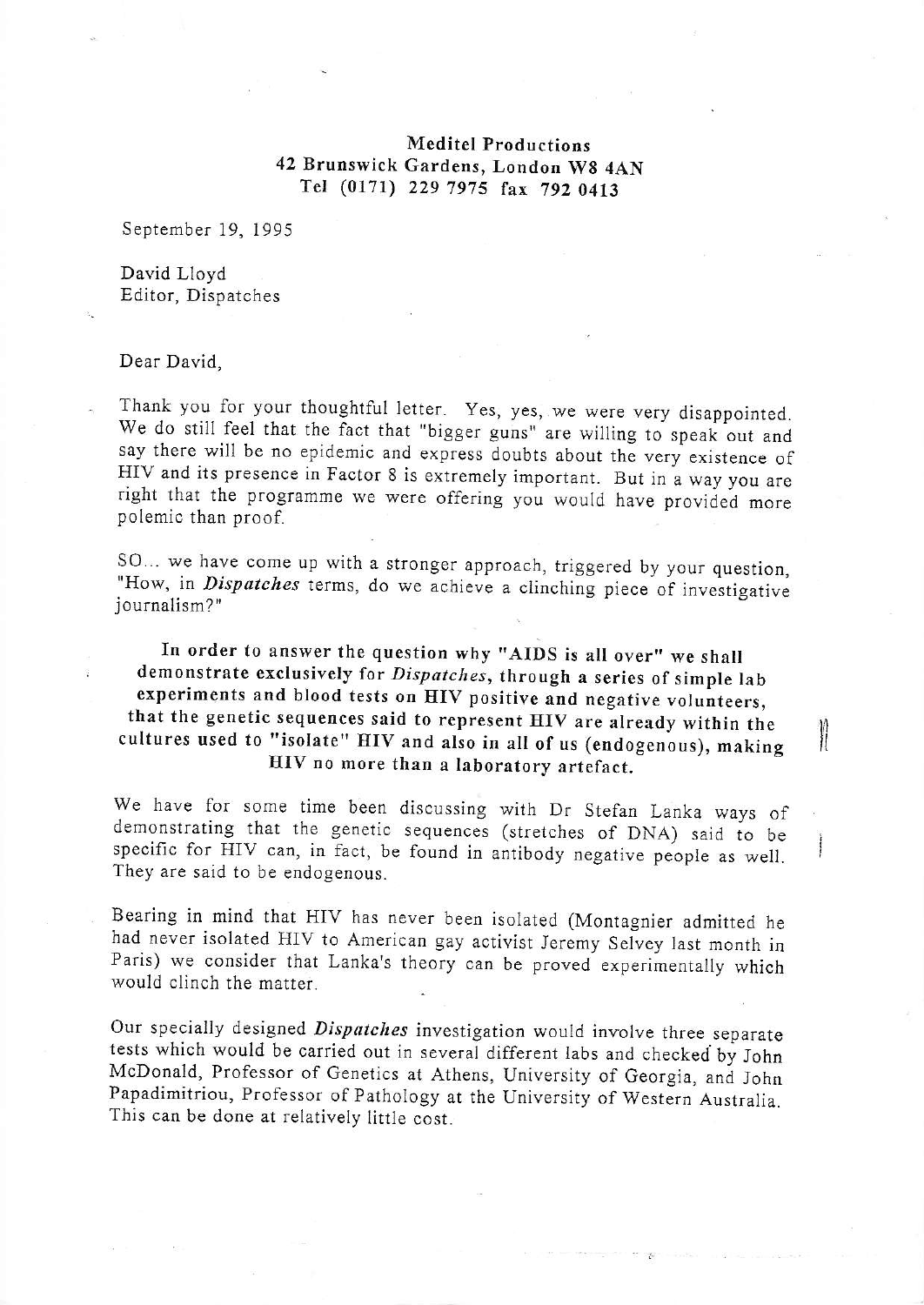**Meditel Productions**
**42 Brunswick Gardens, London W8 4AN**
**Tel (0171) 229 7975 fax 792 0413**

September 19, 1995

David Lloyd
Editor, Dispatches

Dear David,

Thank you for your thoughtful letter. Yes, yes, we were very disappointed. We do still feel that the fact that "bigger guns" are willing to speak out and say there will be no epidemic and express doubts about the very existence of HIV and its presence in Factor 8 is extremely important. But in a way you are right that the programme we were offering you would have provided more polemic than proof.

SO... we have come up with a stronger approach, triggered by your question, "How, in *Dispatches* terms, do we achieve a clinching piece of investigative journalism?"

**In order to answer the question why "AIDS is all over" we shall demonstrate exclusively for *Dispatches*, through a series of simple lab experiments and blood tests on HIV positive and negative volunteers, that the genetic sequences said to represent HIV are already within the cultures used to "isolate" HIV and also in all of us (endogenous), making HIV no more than a laboratory artefact.**

We have for some time been discussing with Dr Stefan Lanka ways of demonstrating that the genetic sequences (stretches of DNA) said to be specific for HIV can, in fact, be found in antibody negative people as well. They are said to be endogenous.

Bearing in mind that HIV has never been isolated (Montagnier admitted he had never isolated HIV to American gay activist Jeremy Selvey last month in Paris) we consider that Lanka's theory can be proved experimentally which would clinch the matter.

Our specially designed *Dispatches* investigation would involve three separate tests which would be carried out in several different labs and checked by John McDonald, Professor of Genetics at Athens, University of Georgia, and John Papadimitriou, Professor of Pathology at the University of Western Australia. This can be done at relatively little cost.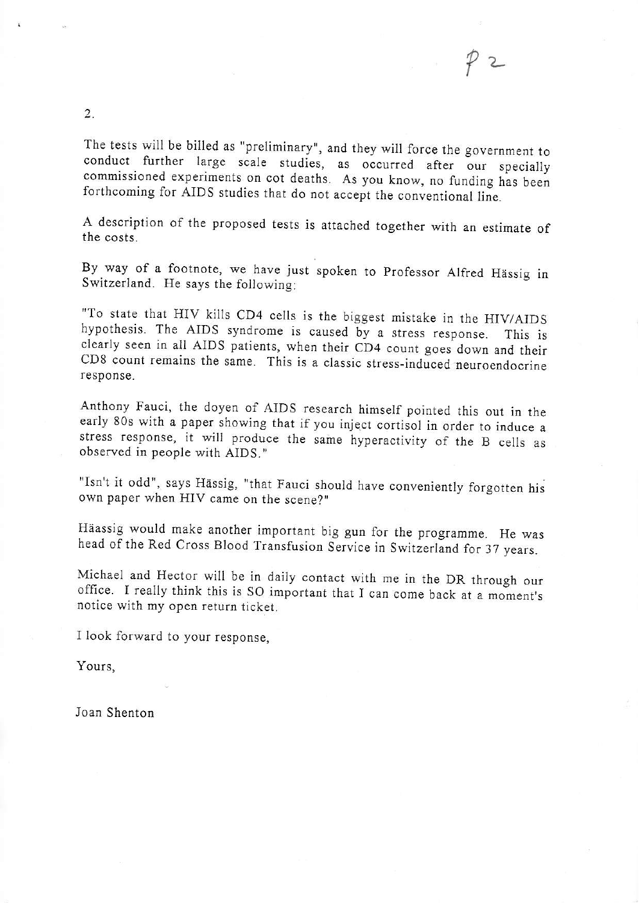The tests will be billed as "preliminary", and they will force the government to conduct further large scale studies, as occurred after our specially commissioned experiments on cot deaths. As you know, no funding has been forthcoming for AIDS studies that do not accept the conventional line.

A description of the proposed tests is attached together with an estimate of the costs.

By way of a footnote, we have just spoken to Professor Alfred Hässig in Switzerland. He says the following:

"To state that HIV kills CD4 cells is the biggest mistake in the HIV/AIDS hypothesis. The AIDS syndrome is caused by a stress response. This is clearly seen in all AIDS patients, when their CD4 count goes down and their CD8 count remains the same. This is a classic stress-induced neuroendocrine response.

Anthony Fauci, the doyen of AIDS research himself pointed this out in the early 80s with a paper showing that if you inject cortisol in order to induce a stress response, it will produce the same hyperactivity of the B cells as observed in people with AIDS."

"Isn't it odd", says Hässig, "that Fauci should have conveniently forgotten his own paper when HIV came on the scene?"

Häassig would make another important big gun for the programme. He was head of the Red Cross Blood Transfusion Service in Switzerland for 37 years.

Michael and Hector will be in daily contact with me in the DR through our office. I really think this is SO important that I can come back at a moment's notice with my open return ticket.

I look forward to your response,

Yours,

Joan Shenton